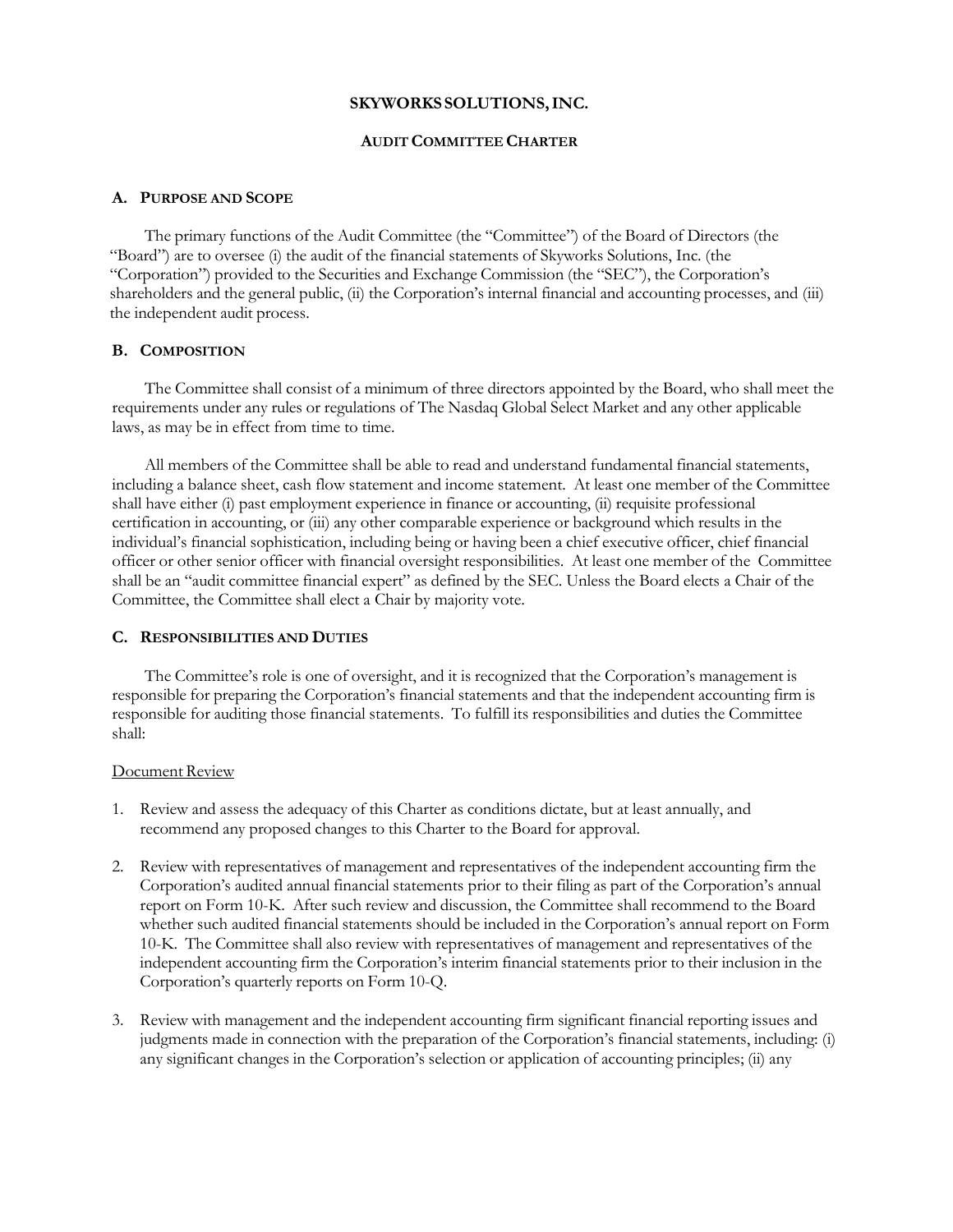# SKYWORKS SOLUTIONS, INC.

## AUDIT COMMITTEE CHARTER

### A. PURPOSE AND SCOPE

The primary functions of the Audit Committee (the "Committee") of the Board of Directors (the "Board") are to oversee (i) the audit of the financial statements of Skyworks Solutions, Inc. (the "Corporation") provided to the Securities and Exchange Commission (the "SEC"), the Corporation's shareholders and the general public, (ii) the Corporation's internal financial and accounting processes, and (iii) the independent audit process.

### B. COMPOSITION

The Committee shall consist of a minimum of three directors appointed by the Board, who shall meet the requirements under any rules or regulations of The Nasdaq Global Select Market and any other applicable laws, as may be in effect from time to time.

All members of the Committee shall be able to read and understand fundamental financial statements, including a balance sheet, cash flow statement and income statement. At least one member of the Committee shall have either (i) past employment experience in finance or accounting, (ii) requisite professional certification in accounting, or (iii) any other comparable experience or background which results in the individual's financial sophistication, including being or having been a chief executive officer, chief financial officer or other senior officer with financial oversight responsibilities. At least one member of the Committee shall be an "audit committee financial expert" as defined by the SEC. Unless the Board elects a Chair of the Committee, the Committee shall elect a Chair by majority vote.

### C. RESPONSIBILITIES AND DUTIES

The Committee's role is one of oversight, and it is recognized that the Corporation's management is responsible for preparing the Corporation's financial statements and that the independent accounting firm is responsible for auditing those financial statements. To fulfill its responsibilities and duties the Committee shall:

Document Review

1. Review and assess the adequacy of this Charter as conditions dictate, but at least annually, and recommend any proposed changes to this Charter to the Board for approval.
2. Review with representatives of management and representatives of the independent accounting firm the Corporation's audited annual financial statements prior to their filing as part of the Corporation's annual report on Form 10-K. After such review and discussion, the Committee shall recommend to the Board whether such audited financial statements should be included in the Corporation's annual report on Form 10-K. The Committee shall also review with representatives of management and representatives of the independent accounting firm the Corporation's interim financial statements prior to their inclusion in the Corporation's quarterly reports on Form 10-Q.
3. Review with management and the independent accounting firm significant financial reporting issues and judgments made in connection with the preparation of the Corporation's financial statements, including: (i) any significant changes in the Corporation's selection or application of accounting principles; (ii) any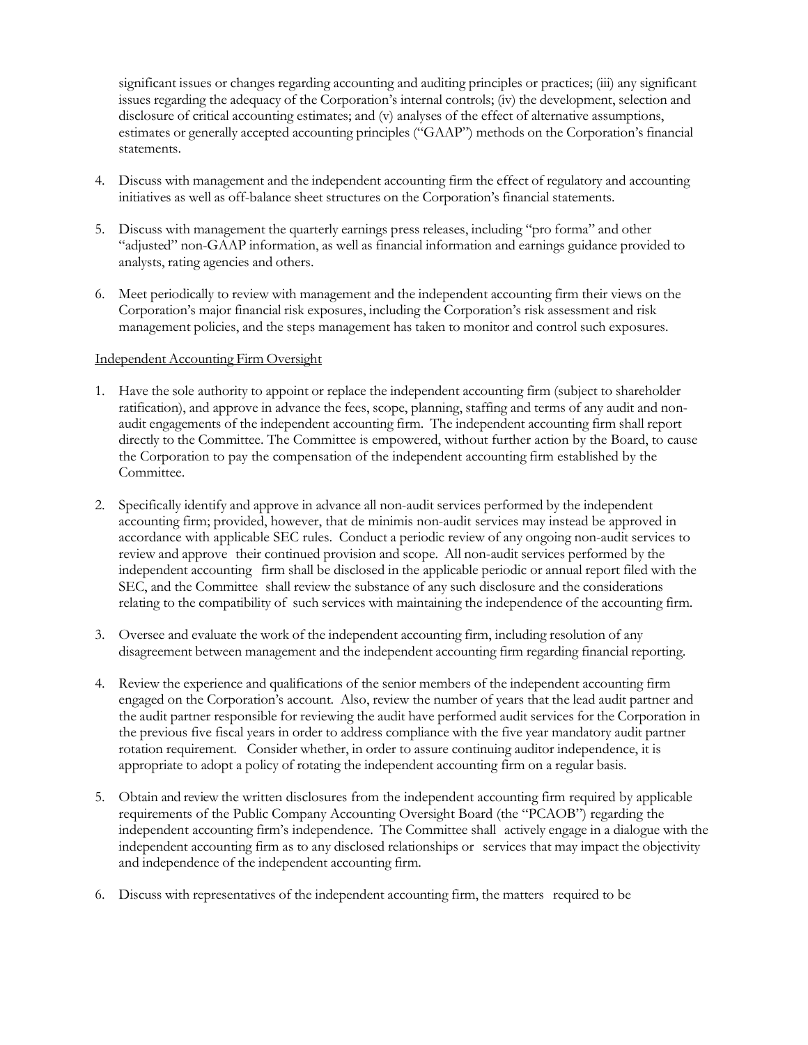significant issues or changes regarding accounting and auditing principles or practices; (iii) any significant issues regarding the adequacy of the Corporation's internal controls; (iv) the development, selection and disclosure of critical accounting estimates; and (v) analyses of the effect of alternative assumptions, estimates or generally accepted accounting principles ("GAAP") methods on the Corporation's financial statements.

4. Discuss with management and the independent accounting firm the effect of regulatory and accounting initiatives as well as off-balance sheet structures on the Corporation's financial statements.

5. Discuss with management the quarterly earnings press releases, including "pro forma" and other "adjusted" non-GAAP information, as well as financial information and earnings guidance provided to analysts, rating agencies and others.

6. Meet periodically to review with management and the independent accounting firm their views on the Corporation's major financial risk exposures, including the Corporation's risk assessment and risk management policies, and the steps management has taken to monitor and control such exposures.

Independent Accounting Firm Oversight

1. Have the sole authority to appoint or replace the independent accounting firm (subject to shareholder ratification), and approve in advance the fees, scope, planning, staffing and terms of any audit and non-audit engagements of the independent accounting firm. The independent accounting firm shall report directly to the Committee. The Committee is empowered, without further action by the Board, to cause the Corporation to pay the compensation of the independent accounting firm established by the Committee.

2. Specifically identify and approve in advance all non-audit services performed by the independent accounting firm; provided, however, that de minimis non-audit services may instead be approved in accordance with applicable SEC rules. Conduct a periodic review of any ongoing non-audit services to review and approve their continued provision and scope. All non-audit services performed by the independent accounting firm shall be disclosed in the applicable periodic or annual report filed with the SEC, and the Committee shall review the substance of any such disclosure and the considerations relating to the compatibility of such services with maintaining the independence of the accounting firm.

3. Oversee and evaluate the work of the independent accounting firm, including resolution of any disagreement between management and the independent accounting firm regarding financial reporting.

4. Review the experience and qualifications of the senior members of the independent accounting firm engaged on the Corporation's account. Also, review the number of years that the lead audit partner and the audit partner responsible for reviewing the audit have performed audit services for the Corporation in the previous five fiscal years in order to address compliance with the five year mandatory audit partner rotation requirement. Consider whether, in order to assure continuing auditor independence, it is appropriate to adopt a policy of rotating the independent accounting firm on a regular basis.

5. Obtain and review the written disclosures from the independent accounting firm required by applicable requirements of the Public Company Accounting Oversight Board (the "PCAOB") regarding the independent accounting firm's independence. The Committee shall actively engage in a dialogue with the independent accounting firm as to any disclosed relationships or services that may impact the objectivity and independence of the independent accounting firm.

6. Discuss with representatives of the independent accounting firm, the matters required to be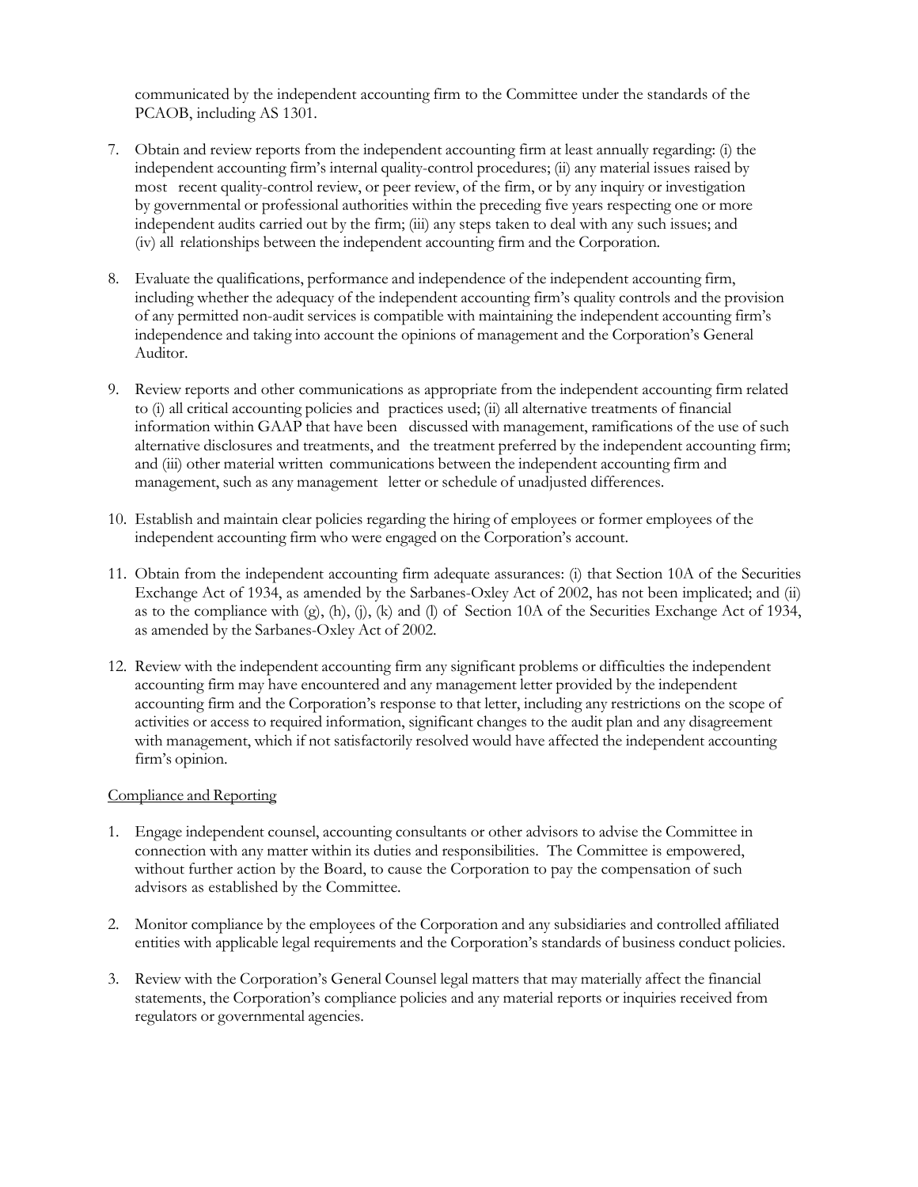communicated by the independent accounting firm to the Committee under the standards of the PCAOB, including AS 1301.

7. Obtain and review reports from the independent accounting firm at least annually regarding: (i) the independent accounting firm's internal quality-control procedures; (ii) any material issues raised by most recent quality-control review, or peer review, of the firm, or by any inquiry or investigation by governmental or professional authorities within the preceding five years respecting one or more independent audits carried out by the firm; (iii) any steps taken to deal with any such issues; and (iv) all relationships between the independent accounting firm and the Corporation.

8. Evaluate the qualifications, performance and independence of the independent accounting firm, including whether the adequacy of the independent accounting firm's quality controls and the provision of any permitted non-audit services is compatible with maintaining the independent accounting firm's independence and taking into account the opinions of management and the Corporation's General Auditor.

9. Review reports and other communications as appropriate from the independent accounting firm related to (i) all critical accounting policies and practices used; (ii) all alternative treatments of financial information within GAAP that have been discussed with management, ramifications of the use of such alternative disclosures and treatments, and the treatment preferred by the independent accounting firm; and (iii) other material written communications between the independent accounting firm and management, such as any management letter or schedule of unadjusted differences.

10. Establish and maintain clear policies regarding the hiring of employees or former employees of the independent accounting firm who were engaged on the Corporation's account.

11. Obtain from the independent accounting firm adequate assurances: (i) that Section 10A of the Securities Exchange Act of 1934, as amended by the Sarbanes-Oxley Act of 2002, has not been implicated; and (ii) as to the compliance with (g), (h), (j), (k) and (l) of Section 10A of the Securities Exchange Act of 1934, as amended by the Sarbanes-Oxley Act of 2002.

12. Review with the independent accounting firm any significant problems or difficulties the independent accounting firm may have encountered and any management letter provided by the independent accounting firm and the Corporation's response to that letter, including any restrictions on the scope of activities or access to required information, significant changes to the audit plan and any disagreement with management, which if not satisfactorily resolved would have affected the independent accounting firm's opinion.

<u>Compliance and Reporting</u>

1. Engage independent counsel, accounting consultants or other advisors to advise the Committee in connection with any matter within its duties and responsibilities. The Committee is empowered, without further action by the Board, to cause the Corporation to pay the compensation of such advisors as established by the Committee.

2. Monitor compliance by the employees of the Corporation and any subsidiaries and controlled affiliated entities with applicable legal requirements and the Corporation's standards of business conduct policies.

3. Review with the Corporation's General Counsel legal matters that may materially affect the financial statements, the Corporation's compliance policies and any material reports or inquiries received from regulators or governmental agencies.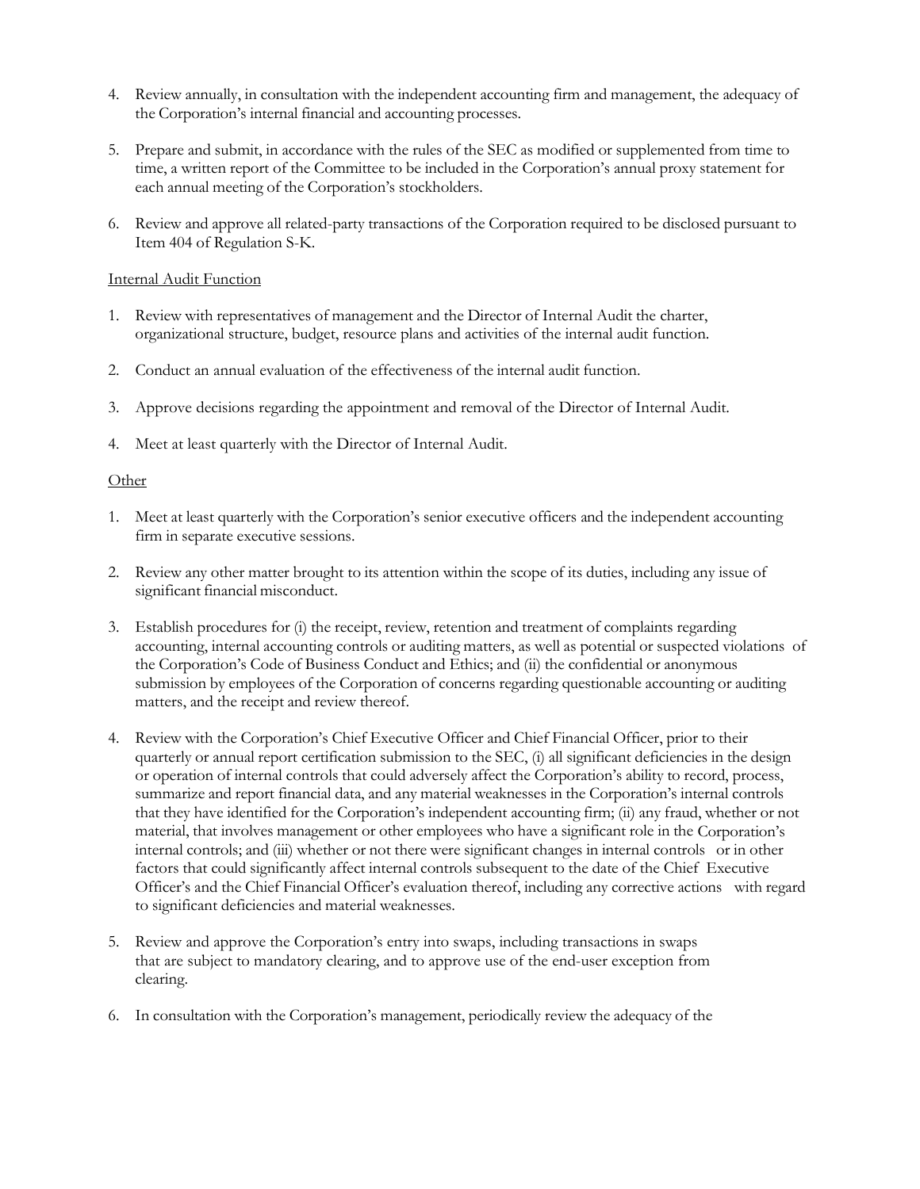4. Review annually, in consultation with the independent accounting firm and management, the adequacy of the Corporation's internal financial and accounting processes.

5. Prepare and submit, in accordance with the rules of the SEC as modified or supplemented from time to time, a written report of the Committee to be included in the Corporation's annual proxy statement for each annual meeting of the Corporation's stockholders.

6. Review and approve all related-party transactions of the Corporation required to be disclosed pursuant to Item 404 of Regulation S-K.

<u>Internal Audit Function</u>

1. Review with representatives of management and the Director of Internal Audit the charter, organizational structure, budget, resource plans and activities of the internal audit function.

2. Conduct an annual evaluation of the effectiveness of the internal audit function.

3. Approve decisions regarding the appointment and removal of the Director of Internal Audit.

4. Meet at least quarterly with the Director of Internal Audit.

<u>Other</u>

1. Meet at least quarterly with the Corporation's senior executive officers and the independent accounting firm in separate executive sessions.

2. Review any other matter brought to its attention within the scope of its duties, including any issue of significant financial misconduct.

3. Establish procedures for (i) the receipt, review, retention and treatment of complaints regarding accounting, internal accounting controls or auditing matters, as well as potential or suspected violations of the Corporation's Code of Business Conduct and Ethics; and (ii) the confidential or anonymous submission by employees of the Corporation of concerns regarding questionable accounting or auditing matters, and the receipt and review thereof.

4. Review with the Corporation's Chief Executive Officer and Chief Financial Officer, prior to their quarterly or annual report certification submission to the SEC, (i) all significant deficiencies in the design or operation of internal controls that could adversely affect the Corporation's ability to record, process, summarize and report financial data, and any material weaknesses in the Corporation's internal controls that they have identified for the Corporation's independent accounting firm; (ii) any fraud, whether or not material, that involves management or other employees who have a significant role in the Corporation's internal controls; and (iii) whether or not there were significant changes in internal controls or in other factors that could significantly affect internal controls subsequent to the date of the Chief Executive Officer's and the Chief Financial Officer's evaluation thereof, including any corrective actions with regard to significant deficiencies and material weaknesses.

5. Review and approve the Corporation's entry into swaps, including transactions in swaps that are subject to mandatory clearing, and to approve use of the end-user exception from clearing.

6. In consultation with the Corporation's management, periodically review the adequacy of the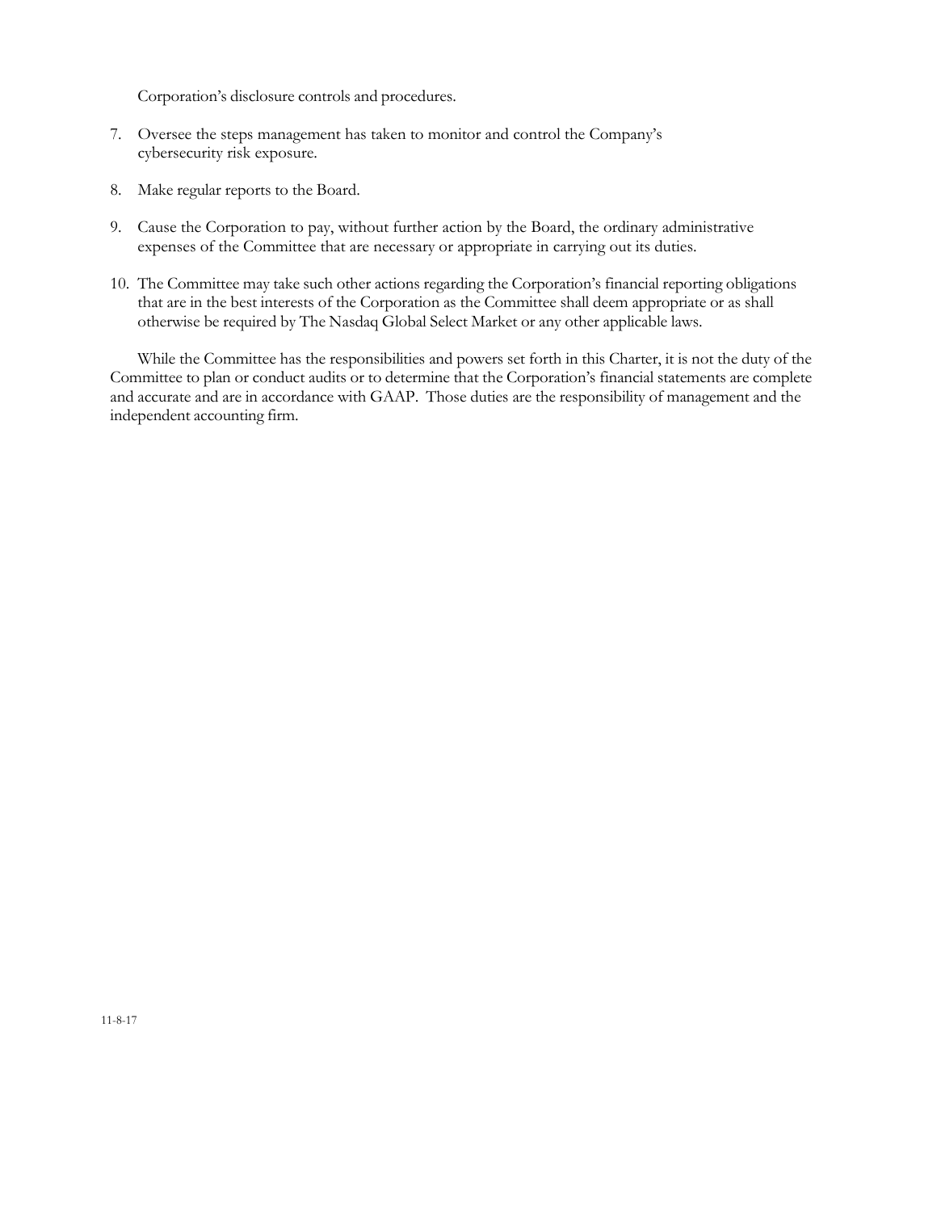Corporation's disclosure controls and procedures.

7. Oversee the steps management has taken to monitor and control the Company's cybersecurity risk exposure.

8. Make regular reports to the Board.

9. Cause the Corporation to pay, without further action by the Board, the ordinary administrative expenses of the Committee that are necessary or appropriate in carrying out its duties.

10. The Committee may take such other actions regarding the Corporation's financial reporting obligations that are in the best interests of the Corporation as the Committee shall deem appropriate or as shall otherwise be required by The Nasdaq Global Select Market or any other applicable laws.

While the Committee has the responsibilities and powers set forth in this Charter, it is not the duty of the Committee to plan or conduct audits or to determine that the Corporation's financial statements are complete and accurate and are in accordance with GAAP. Those duties are the responsibility of management and the independent accounting firm.

11-8-17